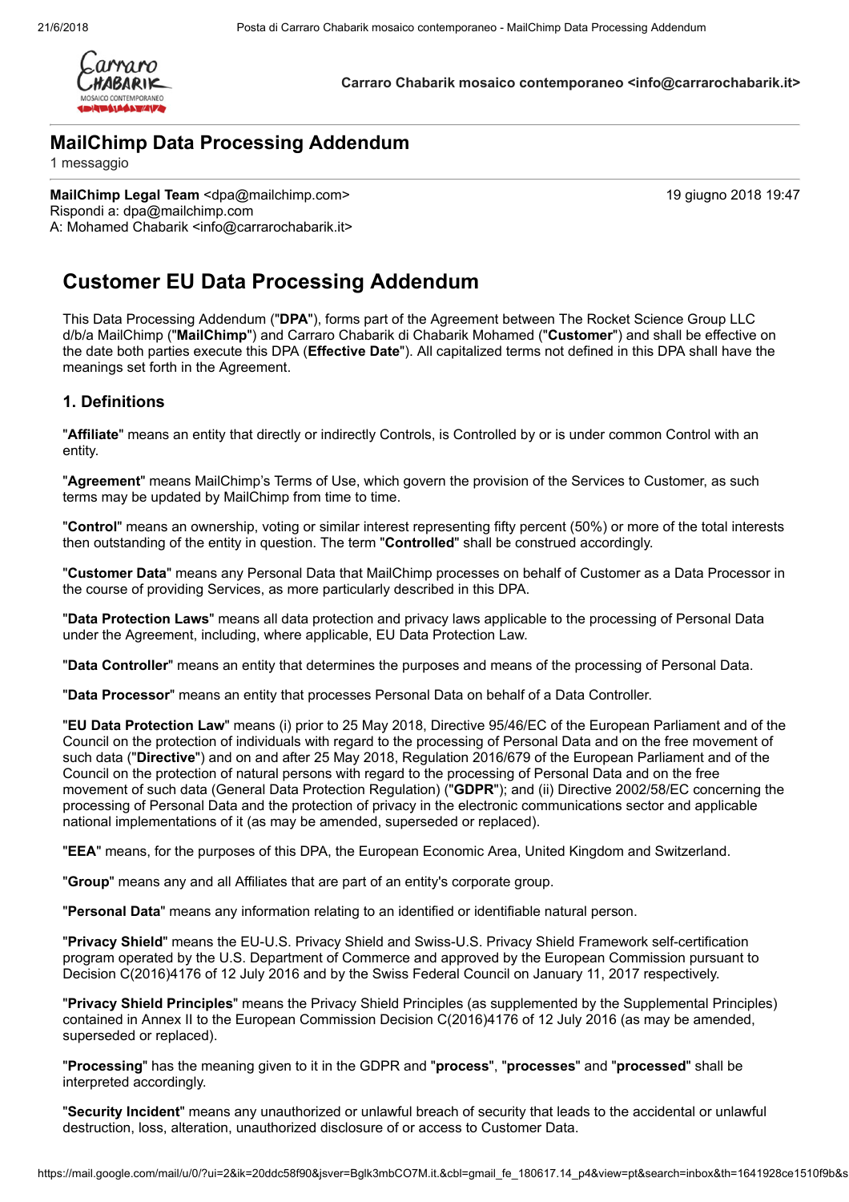**Carraro Chabarik mosaico contemporaneo <info@carrarochabarik.it>**

## MailChimp Data Processing Addendum

1 messaggio

**MailChimp Legal Team** <dpa@mailchimp.com>
Rispondi a: dpa@mailchimp.com
A: Mohamed Chabarik <info@carrarochabarik.it>

19 giugno 2018 19:47

# Customer EU Data Processing Addendum

This Data Processing Addendum ("**DPA**"), forms part of the Agreement between The Rocket Science Group LLC d/b/a MailChimp ("**MailChimp**") and Carraro Chabarik di Chabarik Mohamed ("**Customer**") and shall be effective on the date both parties execute this DPA (**Effective Date**). All capitalized terms not defined in this DPA shall have the meanings set forth in the Agreement.

## 1. Definitions

"**Affiliate**" means an entity that directly or indirectly Controls, is Controlled by or is under common Control with an entity.

"**Agreement**" means MailChimp's Terms of Use, which govern the provision of the Services to Customer, as such terms may be updated by MailChimp from time to time.

"**Control**" means an ownership, voting or similar interest representing fifty percent (50%) or more of the total interests then outstanding of the entity in question. The term "**Controlled**" shall be construed accordingly.

"**Customer Data**" means any Personal Data that MailChimp processes on behalf of Customer as a Data Processor in the course of providing Services, as more particularly described in this DPA.

"**Data Protection Laws**" means all data protection and privacy laws applicable to the processing of Personal Data under the Agreement, including, where applicable, EU Data Protection Law.

"**Data Controller**" means an entity that determines the purposes and means of the processing of Personal Data.

"**Data Processor**" means an entity that processes Personal Data on behalf of a Data Controller.

"**EU Data Protection Law**" means (i) prior to 25 May 2018, Directive 95/46/EC of the European Parliament and of the Council on the protection of individuals with regard to the processing of Personal Data and on the free movement of such data ("**Directive**") and on and after 25 May 2018, Regulation 2016/679 of the European Parliament and of the Council on the protection of natural persons with regard to the processing of Personal Data and on the free movement of such data (General Data Protection Regulation) ("**GDPR**"); and (ii) Directive 2002/58/EC concerning the processing of Personal Data and the protection of privacy in the electronic communications sector and applicable national implementations of it (as may be amended, superseded or replaced).

"**EEA**" means, for the purposes of this DPA, the European Economic Area, United Kingdom and Switzerland.

"**Group**" means any and all Affiliates that are part of an entity's corporate group.

"**Personal Data**" means any information relating to an identified or identifiable natural person.

"**Privacy Shield**" means the EU-U.S. Privacy Shield and Swiss-U.S. Privacy Shield Framework self-certification program operated by the U.S. Department of Commerce and approved by the European Commission pursuant to Decision C(2016)4176 of 12 July 2016 and by the Swiss Federal Council on January 11, 2017 respectively.

"**Privacy Shield Principles**" means the Privacy Shield Principles (as supplemented by the Supplemental Principles) contained in Annex II to the European Commission Decision C(2016)4176 of 12 July 2016 (as may be amended, superseded or replaced).

"**Processing**" has the meaning given to it in the GDPR and "**process**", "**processes**" and "**processed**" shall be interpreted accordingly.

"**Security Incident**" means any unauthorized or unlawful breach of security that leads to the accidental or unlawful destruction, loss, alteration, unauthorized disclosure of or access to Customer Data.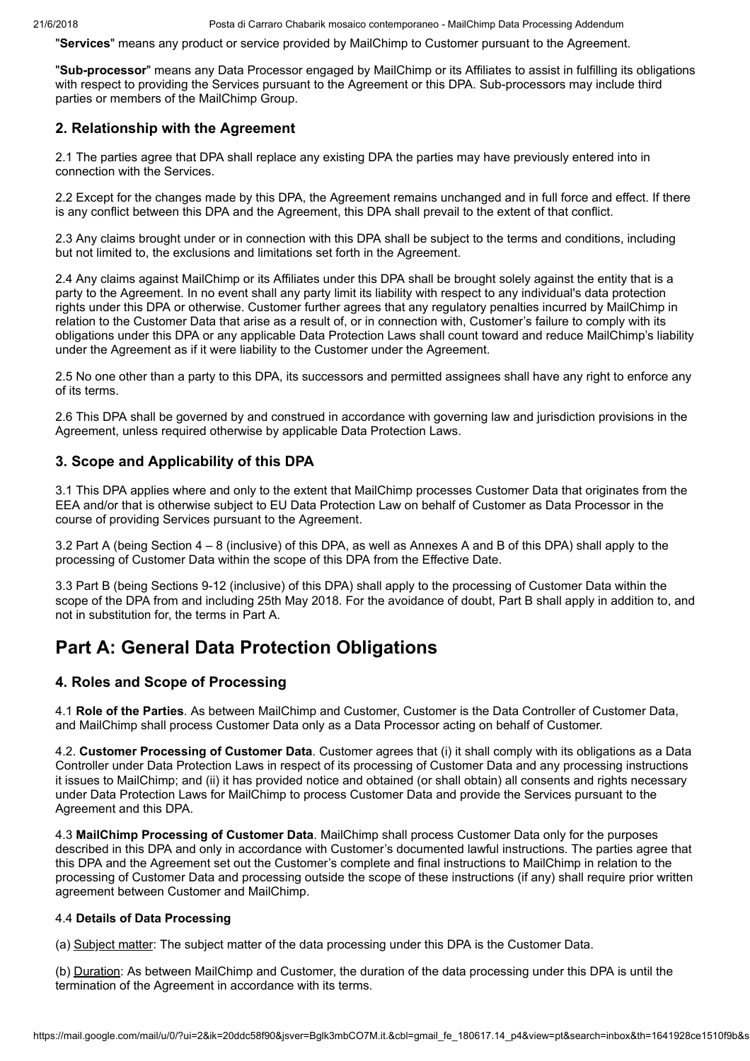"**Services**" means any product or service provided by MailChimp to Customer pursuant to the Agreement.

"**Sub-processor**" means any Data Processor engaged by MailChimp or its Affiliates to assist in fulfilling its obligations with respect to providing the Services pursuant to the Agreement or this DPA. Sub-processors may include third parties or members of the MailChimp Group.

### 2. Relationship with the Agreement

2.1 The parties agree that DPA shall replace any existing DPA the parties may have previously entered into in connection with the Services.

2.2 Except for the changes made by this DPA, the Agreement remains unchanged and in full force and effect. If there is any conflict between this DPA and the Agreement, this DPA shall prevail to the extent of that conflict.

2.3 Any claims brought under or in connection with this DPA shall be subject to the terms and conditions, including but not limited to, the exclusions and limitations set forth in the Agreement.

2.4 Any claims against MailChimp or its Affiliates under this DPA shall be brought solely against the entity that is a party to the Agreement. In no event shall any party limit its liability with respect to any individual's data protection rights under this DPA or otherwise. Customer further agrees that any regulatory penalties incurred by MailChimp in relation to the Customer Data that arise as a result of, or in connection with, Customer's failure to comply with its obligations under this DPA or any applicable Data Protection Laws shall count toward and reduce MailChimp's liability under the Agreement as if it were liability to the Customer under the Agreement.

2.5 No one other than a party to this DPA, its successors and permitted assignees shall have any right to enforce any of its terms.

2.6 This DPA shall be governed by and construed in accordance with governing law and jurisdiction provisions in the Agreement, unless required otherwise by applicable Data Protection Laws.

### 3. Scope and Applicability of this DPA

3.1 This DPA applies where and only to the extent that MailChimp processes Customer Data that originates from the EEA and/or that is otherwise subject to EU Data Protection Law on behalf of Customer as Data Processor in the course of providing Services pursuant to the Agreement.

3.2 Part A (being Section 4 – 8 (inclusive) of this DPA, as well as Annexes A and B of this DPA) shall apply to the processing of Customer Data within the scope of this DPA from the Effective Date.

3.3 Part B (being Sections 9-12 (inclusive) of this DPA) shall apply to the processing of Customer Data within the scope of the DPA from and including 25th May 2018. For the avoidance of doubt, Part B shall apply in addition to, and not in substitution for, the terms in Part A.

## Part A: General Data Protection Obligations

### 4. Roles and Scope of Processing

4.1 **Role of the Parties**. As between MailChimp and Customer, Customer is the Data Controller of Customer Data, and MailChimp shall process Customer Data only as a Data Processor acting on behalf of Customer.

4.2. **Customer Processing of Customer Data**. Customer agrees that (i) it shall comply with its obligations as a Data Controller under Data Protection Laws in respect of its processing of Customer Data and any processing instructions it issues to MailChimp; and (ii) it has provided notice and obtained (or shall obtain) all consents and rights necessary under Data Protection Laws for MailChimp to process Customer Data and provide the Services pursuant to the Agreement and this DPA.

4.3 **MailChimp Processing of Customer Data**. MailChimp shall process Customer Data only for the purposes described in this DPA and only in accordance with Customer's documented lawful instructions. The parties agree that this DPA and the Agreement set out the Customer's complete and final instructions to MailChimp in relation to the processing of Customer Data and processing outside the scope of these instructions (if any) shall require prior written agreement between Customer and MailChimp.

4.4 **Details of Data Processing**

(a) Subject matter: The subject matter of the data processing under this DPA is the Customer Data.

(b) Duration: As between MailChimp and Customer, the duration of the data processing under this DPA is until the termination of the Agreement in accordance with its terms.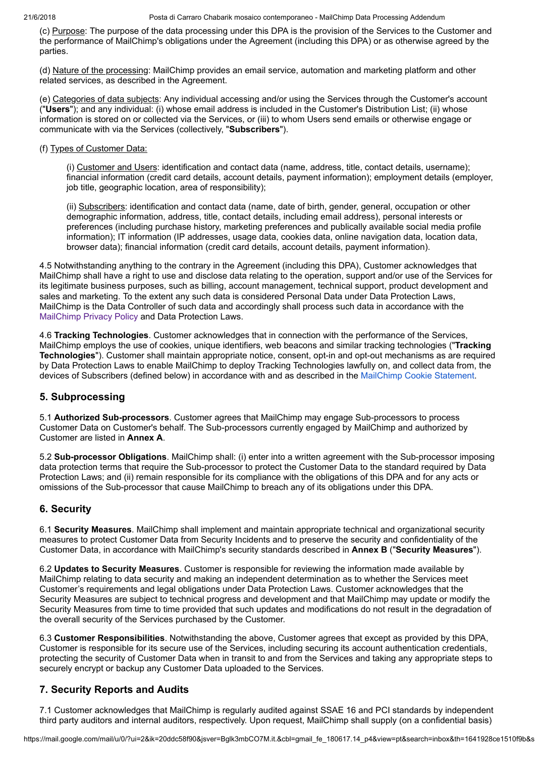(c) Purpose: The purpose of the data processing under this DPA is the provision of the Services to the Customer and the performance of MailChimp's obligations under the Agreement (including this DPA) or as otherwise agreed by the parties.

(d) Nature of the processing: MailChimp provides an email service, automation and marketing platform and other related services, as described in the Agreement.

(e) Categories of data subjects: Any individual accessing and/or using the Services through the Customer's account ("**Users**"); and any individual: (i) whose email address is included in the Customer's Distribution List; (ii) whose information is stored on or collected via the Services, or (iii) to whom Users send emails or otherwise engage or communicate with via the Services (collectively, "**Subscribers**").

(f) Types of Customer Data:

> (i) Customer and Users: identification and contact data (name, address, title, contact details, username); financial information (credit card details, account details, payment information); employment details (employer, job title, geographic location, area of responsibility);
>
> (ii) Subscribers: identification and contact data (name, date of birth, gender, general, occupation or other demographic information, address, title, contact details, including email address), personal interests or preferences (including purchase history, marketing preferences and publically available social media profile information); IT information (IP addresses, usage data, cookies data, online navigation data, location data, browser data); financial information (credit card details, account details, payment information).

4.5 Notwithstanding anything to the contrary in the Agreement (including this DPA), Customer acknowledges that MailChimp shall have a right to use and disclose data relating to the operation, support and/or use of the Services for its legitimate business purposes, such as billing, account management, technical support, product development and sales and marketing. To the extent any such data is considered Personal Data under Data Protection Laws, MailChimp is the Data Controller of such data and accordingly shall process such data in accordance with the MailChimp Privacy Policy and Data Protection Laws.

4.6 **Tracking Technologies**. Customer acknowledges that in connection with the performance of the Services, MailChimp employs the use of cookies, unique identifiers, web beacons and similar tracking technologies ("**Tracking Technologies**"). Customer shall maintain appropriate notice, consent, opt-in and opt-out mechanisms as are required by Data Protection Laws to enable MailChimp to deploy Tracking Technologies lawfully on, and collect data from, the devices of Subscribers (defined below) in accordance with and as described in the MailChimp Cookie Statement.

## 5. Subprocessing

5.1 **Authorized Sub-processors**. Customer agrees that MailChimp may engage Sub-processors to process Customer Data on Customer's behalf. The Sub-processors currently engaged by MailChimp and authorized by Customer are listed in **Annex A**.

5.2 **Sub-processor Obligations**. MailChimp shall: (i) enter into a written agreement with the Sub-processor imposing data protection terms that require the Sub-processor to protect the Customer Data to the standard required by Data Protection Laws; and (ii) remain responsible for its compliance with the obligations of this DPA and for any acts or omissions of the Sub-processor that cause MailChimp to breach any of its obligations under this DPA.

## 6. Security

6.1 **Security Measures**. MailChimp shall implement and maintain appropriate technical and organizational security measures to protect Customer Data from Security Incidents and to preserve the security and confidentiality of the Customer Data, in accordance with MailChimp's security standards described in **Annex B** ("**Security Measures**").

6.2 **Updates to Security Measures**. Customer is responsible for reviewing the information made available by MailChimp relating to data security and making an independent determination as to whether the Services meet Customer's requirements and legal obligations under Data Protection Laws. Customer acknowledges that the Security Measures are subject to technical progress and development and that MailChimp may update or modify the Security Measures from time to time provided that such updates and modifications do not result in the degradation of the overall security of the Services purchased by the Customer.

6.3 **Customer Responsibilities**. Notwithstanding the above, Customer agrees that except as provided by this DPA, Customer is responsible for its secure use of the Services, including securing its account authentication credentials, protecting the security of Customer Data when in transit to and from the Services and taking any appropriate steps to securely encrypt or backup any Customer Data uploaded to the Services.

## 7. Security Reports and Audits

7.1 Customer acknowledges that MailChimp is regularly audited against SSAE 16 and PCI standards by independent third party auditors and internal auditors, respectively. Upon request, MailChimp shall supply (on a confidential basis)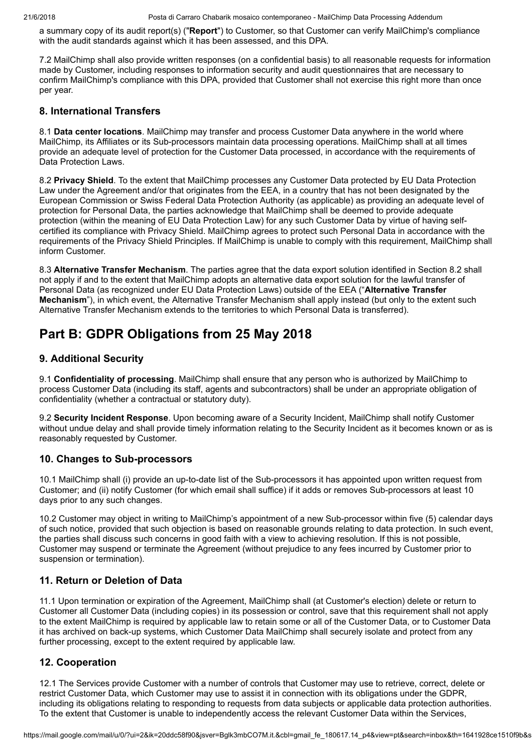a summary copy of its audit report(s) ("**Report**") to Customer, so that Customer can verify MailChimp's compliance with the audit standards against which it has been assessed, and this DPA.

7.2 MailChimp shall also provide written responses (on a confidential basis) to all reasonable requests for information made by Customer, including responses to information security and audit questionnaires that are necessary to confirm MailChimp's compliance with this DPA, provided that Customer shall not exercise this right more than once per year.

### 8. International Transfers

8.1 **Data center locations**. MailChimp may transfer and process Customer Data anywhere in the world where MailChimp, its Affiliates or its Sub-processors maintain data processing operations. MailChimp shall at all times provide an adequate level of protection for the Customer Data processed, in accordance with the requirements of Data Protection Laws.

8.2 **Privacy Shield**. To the extent that MailChimp processes any Customer Data protected by EU Data Protection Law under the Agreement and/or that originates from the EEA, in a country that has not been designated by the European Commission or Swiss Federal Data Protection Authority (as applicable) as providing an adequate level of protection for Personal Data, the parties acknowledge that MailChimp shall be deemed to provide adequate protection (within the meaning of EU Data Protection Law) for any such Customer Data by virtue of having self-certified its compliance with Privacy Shield. MailChimp agrees to protect such Personal Data in accordance with the requirements of the Privacy Shield Principles. If MailChimp is unable to comply with this requirement, MailChimp shall inform Customer.

8.3 **Alternative Transfer Mechanism**. The parties agree that the data export solution identified in Section 8.2 shall not apply if and to the extent that MailChimp adopts an alternative data export solution for the lawful transfer of Personal Data (as recognized under EU Data Protection Laws) outside of the EEA ("**Alternative Transfer Mechanism**"), in which event, the Alternative Transfer Mechanism shall apply instead (but only to the extent such Alternative Transfer Mechanism extends to the territories to which Personal Data is transferred).

## Part B: GDPR Obligations from 25 May 2018

### 9. Additional Security

9.1 **Confidentiality of processing**. MailChimp shall ensure that any person who is authorized by MailChimp to process Customer Data (including its staff, agents and subcontractors) shall be under an appropriate obligation of confidentiality (whether a contractual or statutory duty).

9.2 **Security Incident Response**. Upon becoming aware of a Security Incident, MailChimp shall notify Customer without undue delay and shall provide timely information relating to the Security Incident as it becomes known or as is reasonably requested by Customer.

### 10. Changes to Sub-processors

10.1 MailChimp shall (i) provide an up-to-date list of the Sub-processors it has appointed upon written request from Customer; and (ii) notify Customer (for which email shall suffice) if it adds or removes Sub-processors at least 10 days prior to any such changes.

10.2 Customer may object in writing to MailChimp's appointment of a new Sub-processor within five (5) calendar days of such notice, provided that such objection is based on reasonable grounds relating to data protection. In such event, the parties shall discuss such concerns in good faith with a view to achieving resolution. If this is not possible, Customer may suspend or terminate the Agreement (without prejudice to any fees incurred by Customer prior to suspension or termination).

### 11. Return or Deletion of Data

11.1 Upon termination or expiration of the Agreement, MailChimp shall (at Customer's election) delete or return to Customer all Customer Data (including copies) in its possession or control, save that this requirement shall not apply to the extent MailChimp is required by applicable law to retain some or all of the Customer Data, or to Customer Data it has archived on back-up systems, which Customer Data MailChimp shall securely isolate and protect from any further processing, except to the extent required by applicable law.

### 12. Cooperation

12.1 The Services provide Customer with a number of controls that Customer may use to retrieve, correct, delete or restrict Customer Data, which Customer may use to assist it in connection with its obligations under the GDPR, including its obligations relating to responding to requests from data subjects or applicable data protection authorities. To the extent that Customer is unable to independently access the relevant Customer Data within the Services,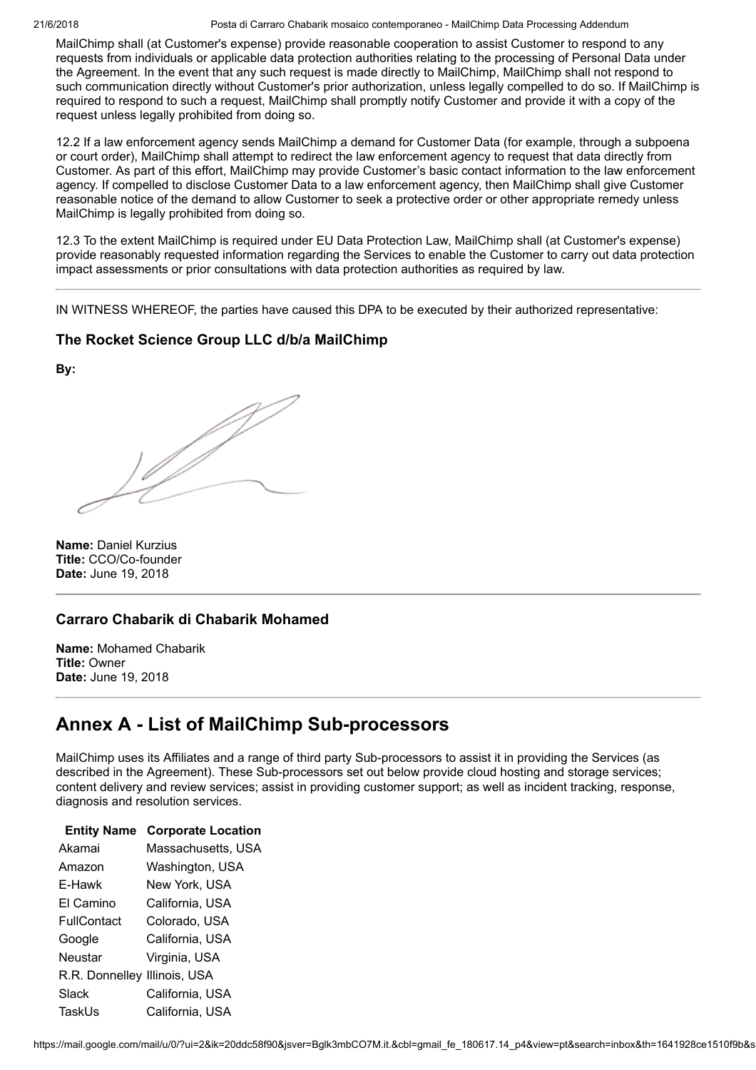MailChimp shall (at Customer's expense) provide reasonable cooperation to assist Customer to respond to any requests from individuals or applicable data protection authorities relating to the processing of Personal Data under the Agreement. In the event that any such request is made directly to MailChimp, MailChimp shall not respond to such communication directly without Customer's prior authorization, unless legally compelled to do so. If MailChimp is required to respond to such a request, MailChimp shall promptly notify Customer and provide it with a copy of the request unless legally prohibited from doing so.

12.2 If a law enforcement agency sends MailChimp a demand for Customer Data (for example, through a subpoena or court order), MailChimp shall attempt to redirect the law enforcement agency to request that data directly from Customer. As part of this effort, MailChimp may provide Customer's basic contact information to the law enforcement agency. If compelled to disclose Customer Data to a law enforcement agency, then MailChimp shall give Customer reasonable notice of the demand to allow Customer to seek a protective order or other appropriate remedy unless MailChimp is legally prohibited from doing so.

12.3 To the extent MailChimp is required under EU Data Protection Law, MailChimp shall (at Customer's expense) provide reasonably requested information regarding the Services to enable the Customer to carry out data protection impact assessments or prior consultations with data protection authorities as required by law.

---

IN WITNESS WHEREOF, the parties have caused this DPA to be executed by their authorized representative:

### The Rocket Science Group LLC d/b/a MailChimp

**By:**

**Name:** Daniel Kurzius
**Title:** CCO/Co-founder
**Date:** June 19, 2018

---

### Carraro Chabarik di Chabarik Mohamed

**Name:** Mohamed Chabarik
**Title:** Owner
**Date:** June 19, 2018

---

## Annex A - List of MailChimp Sub-processors

MailChimp uses its Affiliates and a range of third party Sub-processors to assist it in providing the Services (as described in the Agreement). These Sub-processors set out below provide cloud hosting and storage services; content delivery and review services; assist in providing customer support; as well as incident tracking, response, diagnosis and resolution services.

| Entity Name | Corporate Location |
|---|---|
| Akamai | Massachusetts, USA |
| Amazon | Washington, USA |
| E-Hawk | New York, USA |
| El Camino | California, USA |
| FullContact | Colorado, USA |
| Google | California, USA |
| Neustar | Virginia, USA |
| R.R. Donnelley | Illinois, USA |
| Slack | California, USA |
| TaskUs | California, USA |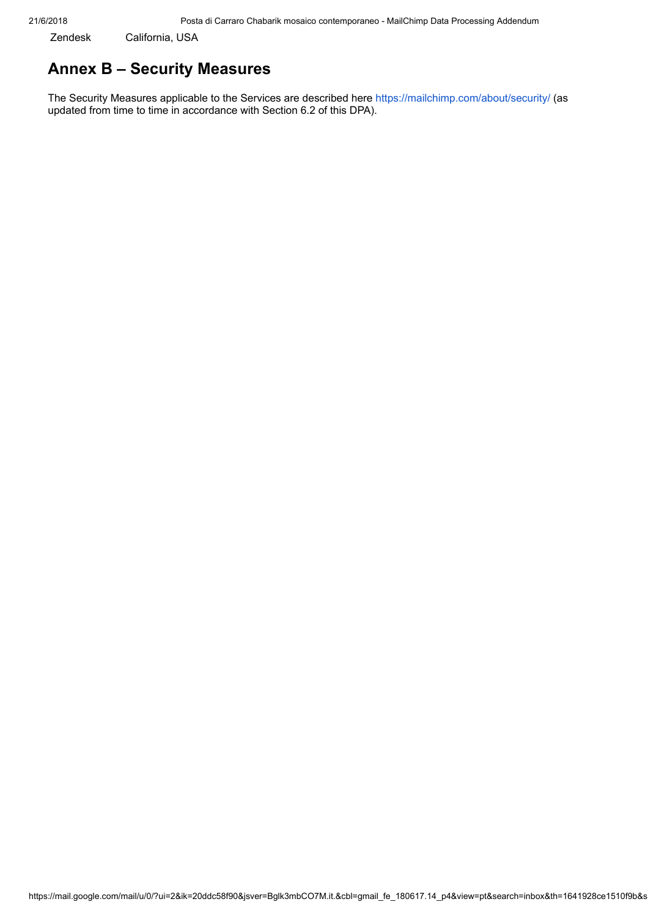| | |
|---|---|
| Zendesk | California, USA |

## Annex B – Security Measures

The Security Measures applicable to the Services are described here https://mailchimp.com/about/security/ (as updated from time to time in accordance with Section 6.2 of this DPA).